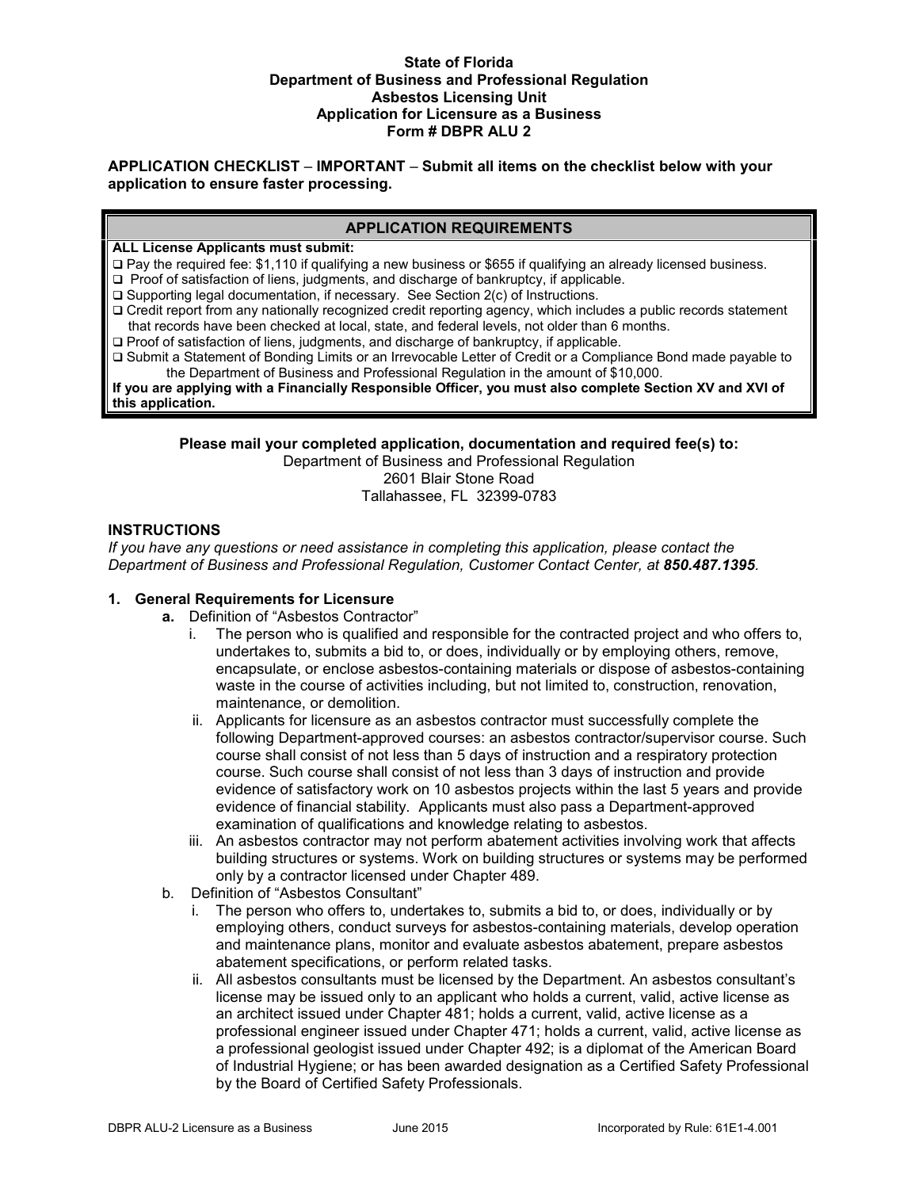**State of Florida**
**Department of Business and Professional Regulation**
**Asbestos Licensing Unit**
**Application for Licensure as a Business**
**Form # DBPR ALU 2**

**APPLICATION CHECKLIST – IMPORTANT – Submit all items on the checklist below with your application to ensure faster processing.**

| APPLICATION REQUIREMENTS |
| --- |
| **ALL License Applicants must submit:**<br>❑ Pay the required fee: $1,110 if qualifying a new business or $655 if qualifying an already licensed business.<br>❑ Proof of satisfaction of liens, judgments, and discharge of bankruptcy, if applicable.<br>❑ Supporting legal documentation, if necessary. See Section 2(c) of Instructions.<br>❑ Credit report from any nationally recognized credit reporting agency, which includes a public records statement that records have been checked at local, state, and federal levels, not older than 6 months.<br>❑ Proof of satisfaction of liens, judgments, and discharge of bankruptcy, if applicable.<br>❑ Submit a Statement of Bonding Limits or an Irrevocable Letter of Credit or a Compliance Bond made payable to the Department of Business and Professional Regulation in the amount of $10,000.<br>**If you are applying with a Financially Responsible Officer, you must also complete Section XV and XVI of this application.** |

**Please mail your completed application, documentation and required fee(s) to:**
Department of Business and Professional Regulation
2601 Blair Stone Road
Tallahassee, FL 32399-0783

## INSTRUCTIONS

*If you have any questions or need assistance in completing this application, please contact the Department of Business and Professional Regulation, Customer Contact Center, at **850.487.1395**.*

### 1. General Requirements for Licensure

**a.** Definition of "Asbestos Contractor"

i. The person who is qualified and responsible for the contracted project and who offers to, undertakes to, submits a bid to, or does, individually or by employing others, remove, encapsulate, or enclose asbestos-containing materials or dispose of asbestos-containing waste in the course of activities including, but not limited to, construction, renovation, maintenance, or demolition.

ii. Applicants for licensure as an asbestos contractor must successfully complete the following Department-approved courses: an asbestos contractor/supervisor course. Such course shall consist of not less than 5 days of instruction and a respiratory protection course. Such course shall consist of not less than 3 days of instruction and provide evidence of satisfactory work on 10 asbestos projects within the last 5 years and provide evidence of financial stability. Applicants must also pass a Department-approved examination of qualifications and knowledge relating to asbestos.

iii. An asbestos contractor may not perform abatement activities involving work that affects building structures or systems. Work on building structures or systems may be performed only by a contractor licensed under Chapter 489.

b. Definition of "Asbestos Consultant"

i. The person who offers to, undertakes to, submits a bid to, or does, individually or by employing others, conduct surveys for asbestos-containing materials, develop operation and maintenance plans, monitor and evaluate asbestos abatement, prepare asbestos abatement specifications, or perform related tasks.

ii. All asbestos consultants must be licensed by the Department. An asbestos consultant's license may be issued only to an applicant who holds a current, valid, active license as an architect issued under Chapter 481; holds a current, valid, active license as a professional engineer issued under Chapter 471; holds a current, valid, active license as a professional geologist issued under Chapter 492; is a diplomat of the American Board of Industrial Hygiene; or has been awarded designation as a Certified Safety Professional by the Board of Certified Safety Professionals.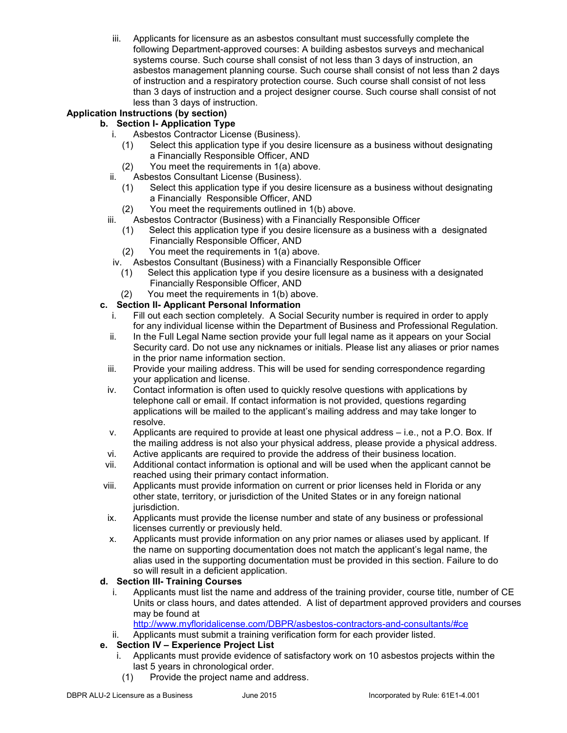iii. Applicants for licensure as an asbestos consultant must successfully complete the following Department-approved courses: A building asbestos surveys and mechanical systems course. Such course shall consist of not less than 3 days of instruction, an asbestos management planning course. Such course shall consist of not less than 2 days of instruction and a respiratory protection course. Such course shall consist of not less than 3 days of instruction and a project designer course. Such course shall consist of not less than 3 days of instruction.

**Application Instructions (by section)**

**b. Section I- Application Type**

i. Asbestos Contractor License (Business).
   (1) Select this application type if you desire licensure as a business without designating a Financially Responsible Officer, AND
   (2) You meet the requirements in 1(a) above.

ii. Asbestos Consultant License (Business).
   (1) Select this application type if you desire licensure as a business without designating a Financially Responsible Officer, AND
   (2) You meet the requirements outlined in 1(b) above.

iii. Asbestos Contractor (Business) with a Financially Responsible Officer
   (1) Select this application type if you desire licensure as a business with a designated Financially Responsible Officer, AND
   (2) You meet the requirements in 1(a) above.

iv. Asbestos Consultant (Business) with a Financially Responsible Officer
   (1) Select this application type if you desire licensure as a business with a designated Financially Responsible Officer, AND
   (2) You meet the requirements in 1(b) above.

**c. Section II- Applicant Personal Information**

i. Fill out each section completely. A Social Security number is required in order to apply for any individual license within the Department of Business and Professional Regulation.

ii. In the Full Legal Name section provide your full legal name as it appears on your Social Security card. Do not use any nicknames or initials. Please list any aliases or prior names in the prior name information section.

iii. Provide your mailing address. This will be used for sending correspondence regarding your application and license.

iv. Contact information is often used to quickly resolve questions with applications by telephone call or email. If contact information is not provided, questions regarding applications will be mailed to the applicant's mailing address and may take longer to resolve.

v. Applicants are required to provide at least one physical address – i.e., not a P.O. Box. If the mailing address is not also your physical address, please provide a physical address.

vi. Active applicants are required to provide the address of their business location.

vii. Additional contact information is optional and will be used when the applicant cannot be reached using their primary contact information.

viii. Applicants must provide information on current or prior licenses held in Florida or any other state, territory, or jurisdiction of the United States or in any foreign national jurisdiction.

ix. Applicants must provide the license number and state of any business or professional licenses currently or previously held.

x. Applicants must provide information on any prior names or aliases used by applicant. If the name on supporting documentation does not match the applicant's legal name, the alias used in the supporting documentation must be provided in this section. Failure to do so will result in a deficient application.

**d. Section III- Training Courses**

i. Applicants must list the name and address of the training provider, course title, number of CE Units or class hours, and dates attended. A list of department approved providers and courses may be found at http://www.myfloridalicense.com/DBPR/asbestos-contractors-and-consultants/#ce

ii. Applicants must submit a training verification form for each provider listed.

**e. Section IV – Experience Project List**

i. Applicants must provide evidence of satisfactory work on 10 asbestos projects within the last 5 years in chronological order.
   (1) Provide the project name and address.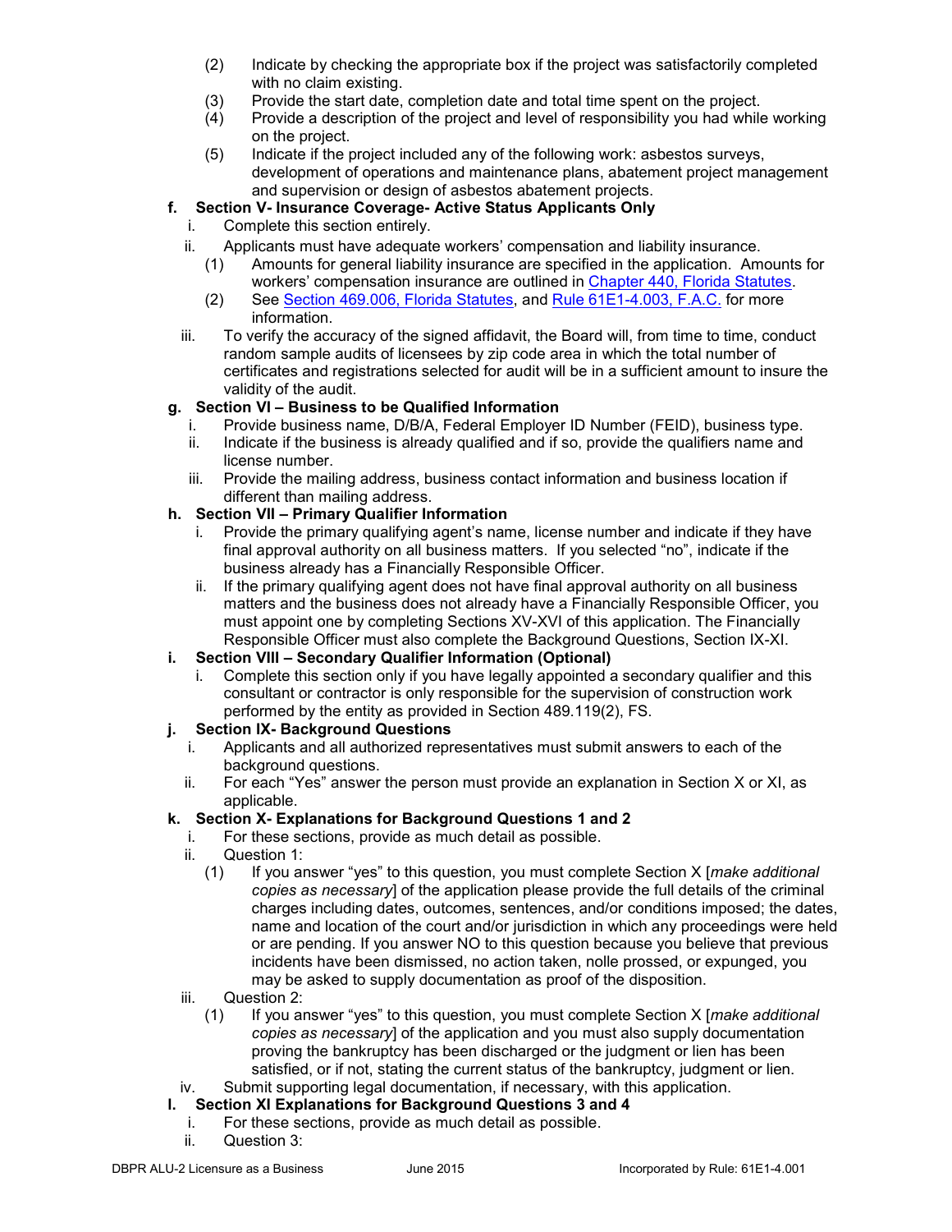(2) Indicate by checking the appropriate box if the project was satisfactorily completed with no claim existing.

(3) Provide the start date, completion date and total time spent on the project.

(4) Provide a description of the project and level of responsibility you had while working on the project.

(5) Indicate if the project included any of the following work: asbestos surveys, development of operations and maintenance plans, abatement project management and supervision or design of asbestos abatement projects.

**f. Section V- Insurance Coverage- Active Status Applicants Only**

i. Complete this section entirely.

ii. Applicants must have adequate workers' compensation and liability insurance.

(1) Amounts for general liability insurance are specified in the application. Amounts for workers' compensation insurance are outlined in Chapter 440, Florida Statutes.

(2) See Section 469.006, Florida Statutes, and Rule 61E1-4.003, F.A.C. for more information.

iii. To verify the accuracy of the signed affidavit, the Board will, from time to time, conduct random sample audits of licensees by zip code area in which the total number of certificates and registrations selected for audit will be in a sufficient amount to insure the validity of the audit.

**g. Section VI – Business to be Qualified Information**

i. Provide business name, D/B/A, Federal Employer ID Number (FEID), business type.

ii. Indicate if the business is already qualified and if so, provide the qualifiers name and license number.

iii. Provide the mailing address, business contact information and business location if different than mailing address.

**h. Section VII – Primary Qualifier Information**

i. Provide the primary qualifying agent's name, license number and indicate if they have final approval authority on all business matters. If you selected "no", indicate if the business already has a Financially Responsible Officer.

ii. If the primary qualifying agent does not have final approval authority on all business matters and the business does not already have a Financially Responsible Officer, you must appoint one by completing Sections XV-XVI of this application. The Financially Responsible Officer must also complete the Background Questions, Section IX-XI.

**i. Section VIII – Secondary Qualifier Information (Optional)**

i. Complete this section only if you have legally appointed a secondary qualifier and this consultant or contractor is only responsible for the supervision of construction work performed by the entity as provided in Section 489.119(2), FS.

**j. Section IX- Background Questions**

i. Applicants and all authorized representatives must submit answers to each of the background questions.

ii. For each "Yes" answer the person must provide an explanation in Section X or XI, as applicable.

**k. Section X- Explanations for Background Questions 1 and 2**

i. For these sections, provide as much detail as possible.

ii. Question 1:

(1) If you answer "yes" to this question, you must complete Section X [*make additional copies as necessary*] of the application please provide the full details of the criminal charges including dates, outcomes, sentences, and/or conditions imposed; the dates, name and location of the court and/or jurisdiction in which any proceedings were held or are pending. If you answer NO to this question because you believe that previous incidents have been dismissed, no action taken, nolle prossed, or expunged, you may be asked to supply documentation as proof of the disposition.

iii. Question 2:

(1) If you answer "yes" to this question, you must complete Section X [*make additional copies as necessary*] of the application and you must also supply documentation proving the bankruptcy has been discharged or the judgment or lien has been satisfied, or if not, stating the current status of the bankruptcy, judgment or lien.

iv. Submit supporting legal documentation, if necessary, with this application.

**l. Section XI Explanations for Background Questions 3 and 4**

i. For these sections, provide as much detail as possible.

ii. Question 3: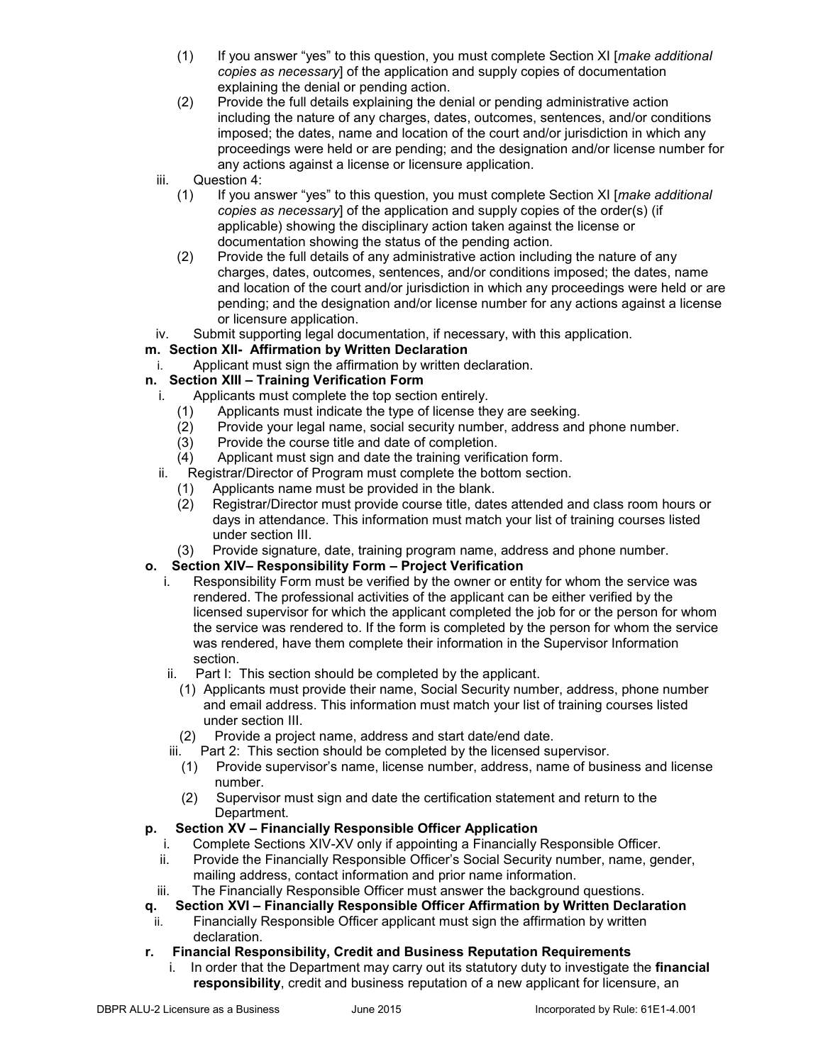(1) If you answer "yes" to this question, you must complete Section XI [*make additional copies as necessary*] of the application and supply copies of documentation explaining the denial or pending action.

(2) Provide the full details explaining the denial or pending administrative action including the nature of any charges, dates, outcomes, sentences, and/or conditions imposed; the dates, name and location of the court and/or jurisdiction in which any proceedings were held or are pending; and the designation and/or license number for any actions against a license or licensure application.

iii. Question 4:

(1) If you answer "yes" to this question, you must complete Section XI [*make additional copies as necessary*] of the application and supply copies of the order(s) (if applicable) showing the disciplinary action taken against the license or documentation showing the status of the pending action.

(2) Provide the full details of any administrative action including the nature of any charges, dates, outcomes, sentences, and/or conditions imposed; the dates, name and location of the court and/or jurisdiction in which any proceedings were held or are pending; and the designation and/or license number for any actions against a license or licensure application.

iv. Submit supporting legal documentation, if necessary, with this application.

**m. Section XII- Affirmation by Written Declaration**

i. Applicant must sign the affirmation by written declaration.

**n. Section XIII – Training Verification Form**

i. Applicants must complete the top section entirely.

(1) Applicants must indicate the type of license they are seeking.

(2) Provide your legal name, social security number, address and phone number.

(3) Provide the course title and date of completion.

(4) Applicant must sign and date the training verification form.

ii. Registrar/Director of Program must complete the bottom section.

(1) Applicants name must be provided in the blank.

(2) Registrar/Director must provide course title, dates attended and class room hours or days in attendance. This information must match your list of training courses listed under section III.

(3) Provide signature, date, training program name, address and phone number.

**o. Section XIV– Responsibility Form – Project Verification**

i. Responsibility Form must be verified by the owner or entity for whom the service was rendered. The professional activities of the applicant can be either verified by the licensed supervisor for which the applicant completed the job for or the person for whom the service was rendered to. If the form is completed by the person for whom the service was rendered, have them complete their information in the Supervisor Information section.

ii. Part I: This section should be completed by the applicant.

(1) Applicants must provide their name, Social Security number, address, phone number and email address. This information must match your list of training courses listed under section III.

(2) Provide a project name, address and start date/end date.

iii. Part 2: This section should be completed by the licensed supervisor.

(1) Provide supervisor's name, license number, address, name of business and license number.

(2) Supervisor must sign and date the certification statement and return to the Department.

**p. Section XV – Financially Responsible Officer Application**

i. Complete Sections XIV-XV only if appointing a Financially Responsible Officer.

ii. Provide the Financially Responsible Officer's Social Security number, name, gender, mailing address, contact information and prior name information.

iii. The Financially Responsible Officer must answer the background questions.

**q. Section XVI – Financially Responsible Officer Affirmation by Written Declaration**

ii. Financially Responsible Officer applicant must sign the affirmation by written declaration.

**r. Financial Responsibility, Credit and Business Reputation Requirements**

i. In order that the Department may carry out its statutory duty to investigate the **financial responsibility**, credit and business reputation of a new applicant for licensure, an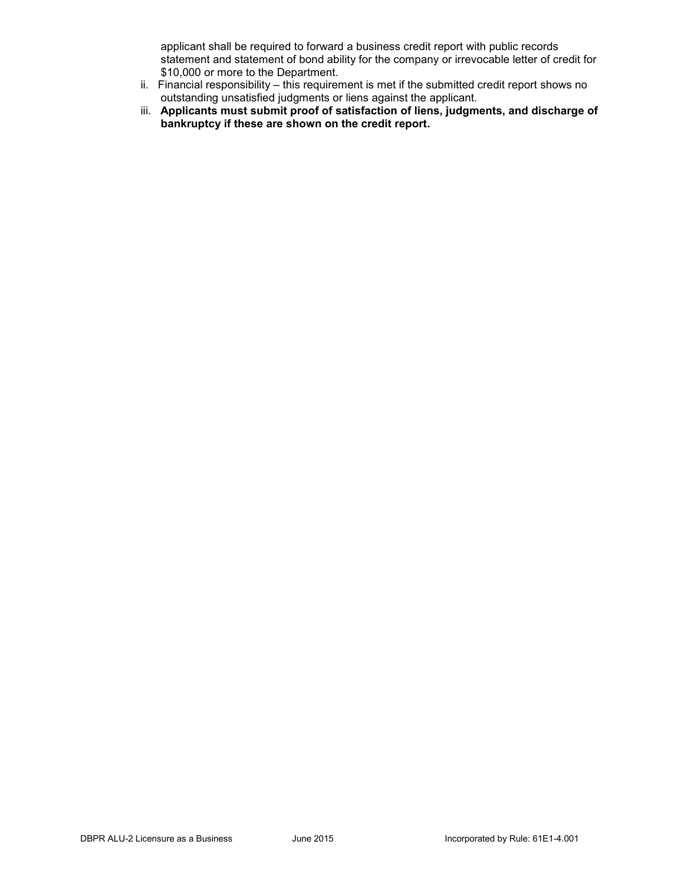applicant shall be required to forward a business credit report with public records statement and statement of bond ability for the company or irrevocable letter of credit for $10,000 or more to the Department.

ii. Financial responsibility – this requirement is met if the submitted credit report shows no outstanding unsatisfied judgments or liens against the applicant.

iii. **Applicants must submit proof of satisfaction of liens, judgments, and discharge of bankruptcy if these are shown on the credit report.**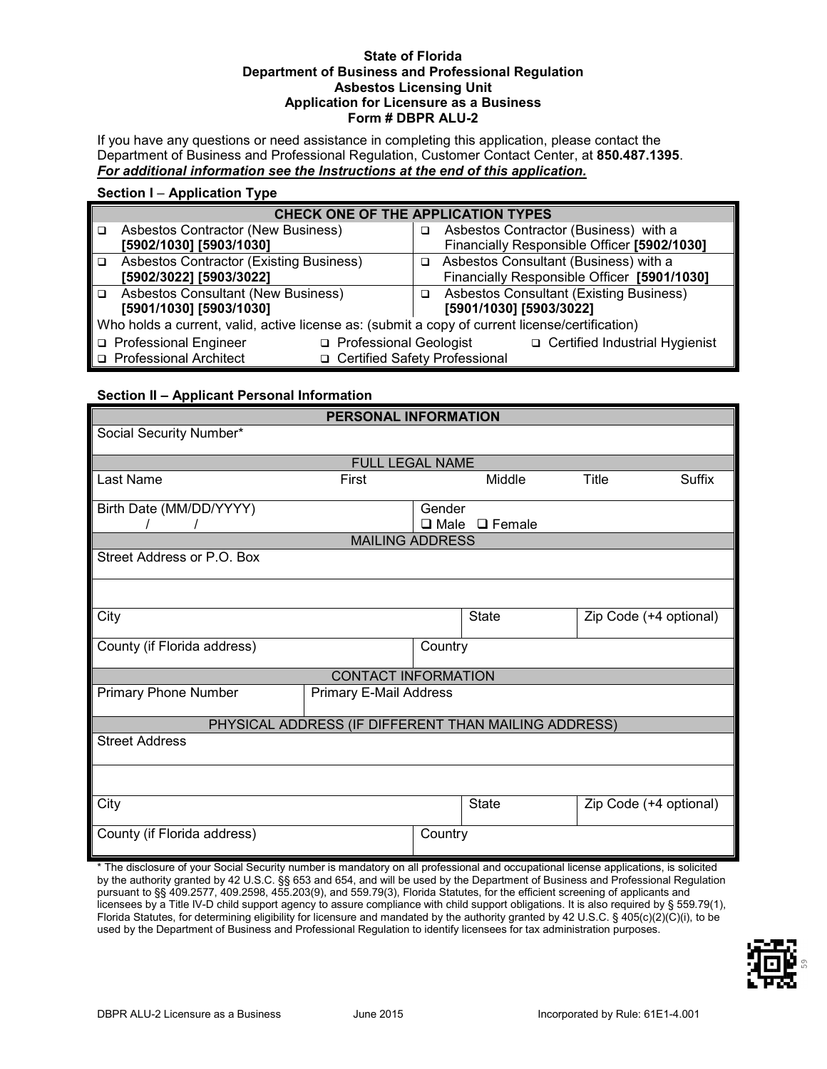**State of Florida**
**Department of Business and Professional Regulation**
**Asbestos Licensing Unit**
**Application for Licensure as a Business**
**Form # DBPR ALU-2**

If you have any questions or need assistance in completing this application, please contact the Department of Business and Professional Regulation, Customer Contact Center, at **850.487.1395**.
***For additional information see the Instructions at the end of this application.***

**Section I – Application Type**

| CHECK ONE OF THE APPLICATION TYPES | |
|---|---|
| ❑ Asbestos Contractor (New Business) **[5902/1030] [5903/1030]** | ❑ Asbestos Contractor (Business) with a Financially Responsible Officer **[5902/1030]** |
| ❑ Asbestos Contractor (Existing Business) **[5902/3022] [5903/3022]** | ❑ Asbestos Consultant (Business) with a Financially Responsible Officer **[5901/1030]** |
| ❑ Asbestos Consultant (New Business) **[5901/1030] [5903/1030]** | ❑ Asbestos Consultant (Existing Business) **[5901/1030] [5903/3022]** |

Who holds a current, valid, active license as: (submit a copy of current license/certification)

❑ Professional Engineer ❑ Professional Geologist ❑ Certified Industrial Hygienist
❑ Professional Architect ❑ Certified Safety Professional

**Section II – Applicant Personal Information**

| PERSONAL INFORMATION | | | | |
|---|---|---|---|---|
| Social Security Number* | | | | |
| FULL LEGAL NAME | | | | |
| Last Name | First | Middle | Title | Suffix |
| Birth Date (MM/DD/YYYY) / / | | Gender ❑ Male ❑ Female | | |
| MAILING ADDRESS | | | | |
| Street Address or P.O. Box | | | | |
| | | | | |
| City | | State | Zip Code (+4 optional) | |
| County (if Florida address) | | Country | | |
| CONTACT INFORMATION | | | | |
| Primary Phone Number | Primary E-Mail Address | | | |
| PHYSICAL ADDRESS (IF DIFFERENT THAN MAILING ADDRESS) | | | | |
| Street Address | | | | |
| | | | | |
| City | | State | Zip Code (+4 optional) | |
| County (if Florida address) | | Country | | |

* The disclosure of your Social Security number is mandatory on all professional and occupational license applications, is solicited by the authority granted by 42 U.S.C. §§ 653 and 654, and will be used by the Department of Business and Professional Regulation pursuant to §§ 409.2577, 409.2598, 455.203(9), and 559.79(3), Florida Statutes, for the efficient screening of applicants and licensees by a Title IV-D child support agency to assure compliance with child support obligations. It is also required by § 559.79(1), Florida Statutes, for determining eligibility for licensure and mandated by the authority granted by 42 U.S.C. § 405(c)(2)(C)(i), to be used by the Department of Business and Professional Regulation to identify licensees for tax administration purposes.

DBPR ALU-2 Licensure as a Business June 2015 Incorporated by Rule: 61E1-4.001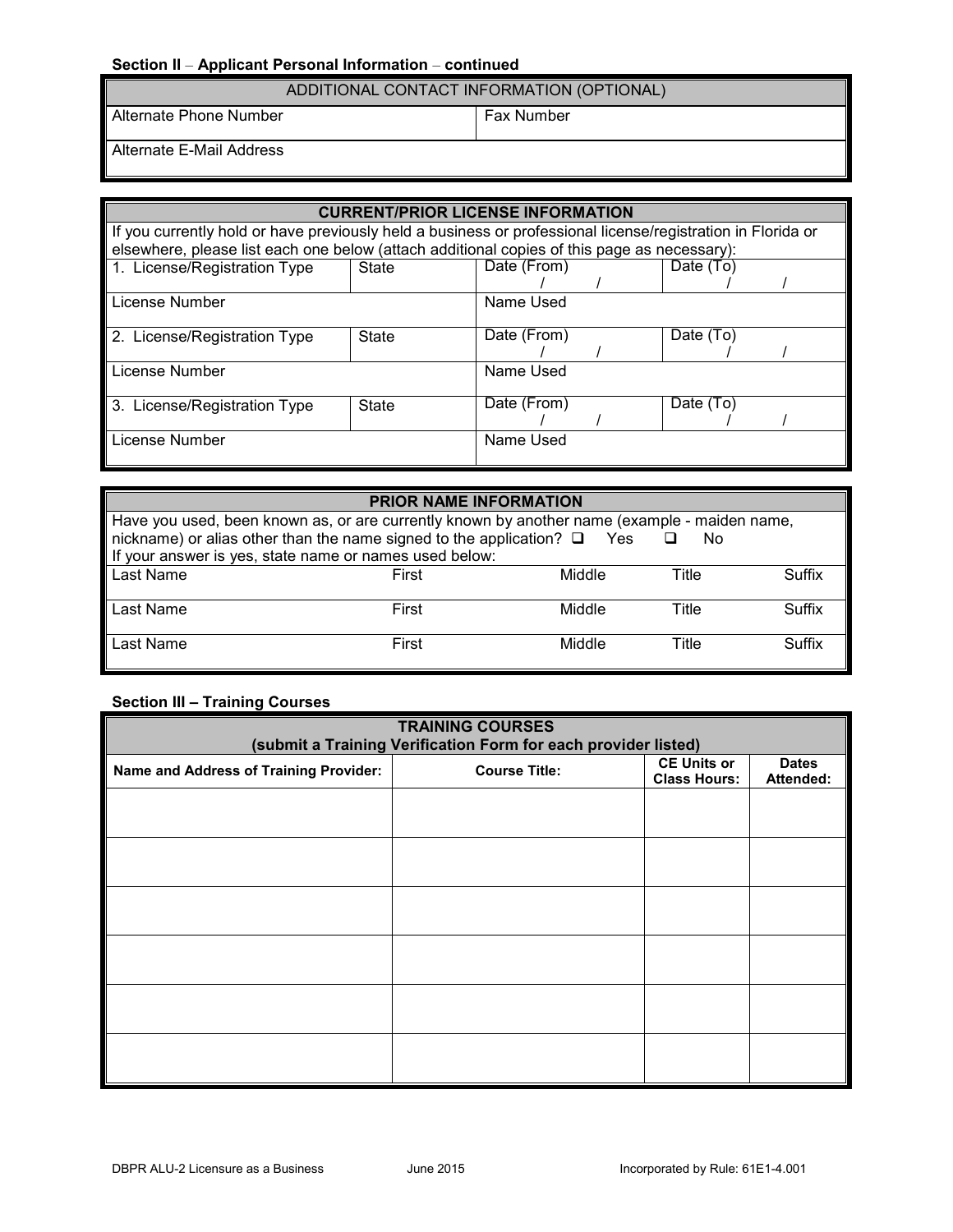**Section II – Applicant Personal Information – continued**

| ADDITIONAL CONTACT INFORMATION (OPTIONAL) | |
|---|---|
| Alternate Phone Number | Fax Number |
| Alternate E-Mail Address | |

| CURRENT/PRIOR LICENSE INFORMATION | | | |
|---|---|---|---|
| If you currently hold or have previously held a business or professional license/registration in Florida or elsewhere, please list each one below (attach additional copies of this page as necessary): | | | |
| 1. License/Registration Type | State | Date (From) / / | Date (To) / / |
| License Number | | Name Used | |
| 2. License/Registration Type | State | Date (From) / / | Date (To) / / |
| License Number | | Name Used | |
| 3. License/Registration Type | State | Date (From) / / | Date (To) / / |
| License Number | | Name Used | |

| PRIOR NAME INFORMATION | | | | |
|---|---|---|---|---|
| Have you used, been known as, or are currently known by another name (example - maiden name, nickname) or alias other than the name signed to the application? ☐ Yes ☐ No If your answer is yes, state name or names used below: | | | | |
| Last Name | First | Middle | Title | Suffix |
| Last Name | First | Middle | Title | Suffix |
| Last Name | First | Middle | Title | Suffix |

**Section III – Training Courses**

| TRAINING COURSES (submit a Training Verification Form for each provider listed) | | | |
|---|---|---|---|
| **Name and Address of Training Provider:** | **Course Title:** | **CE Units or Class Hours:** | **Dates Attended:** |
| | | | |
| | | | |
| | | | |
| | | | |
| | | | |
| | | | |

DBPR ALU-2 Licensure as a Business June 2015 Incorporated by Rule: 61E1-4.001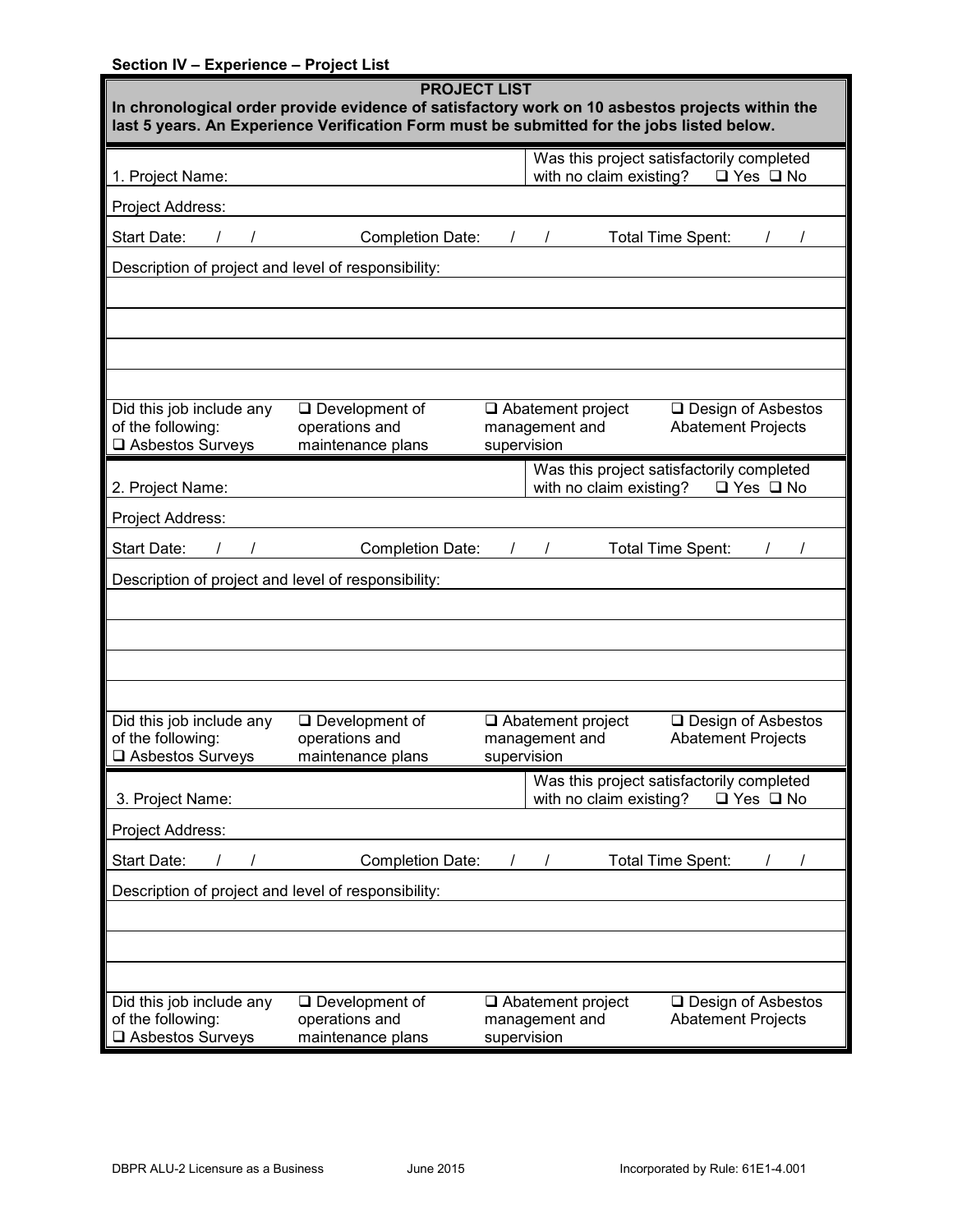**Section IV – Experience – Project List**

**PROJECT LIST**

**In chronological order provide evidence of satisfactory work on 10 asbestos projects within the last 5 years. An Experience Verification Form must be submitted for the jobs listed below.**

1. Project Name: | Was this project satisfactorily completed with no claim existing? ❑ Yes ❑ No

Project Address:

Start Date: / / Completion Date: / / Total Time Spent: / /

Description of project and level of responsibility:

Did this job include any of the following: ❑ Asbestos Surveys ❑ Development of operations and maintenance plans ❑ Abatement project management and supervision ❑ Design of Asbestos Abatement Projects

2. Project Name: | Was this project satisfactorily completed with no claim existing? ❑ Yes ❑ No

Project Address:

Start Date: / / Completion Date: / / Total Time Spent: / /

Description of project and level of responsibility:

Did this job include any of the following: ❑ Asbestos Surveys ❑ Development of operations and maintenance plans ❑ Abatement project management and supervision ❑ Design of Asbestos Abatement Projects

3. Project Name: | Was this project satisfactorily completed with no claim existing? ❑ Yes ❑ No

Project Address:

Start Date: / / Completion Date: / / Total Time Spent: / /

Description of project and level of responsibility:

Did this job include any of the following: ❑ Asbestos Surveys ❑ Development of operations and maintenance plans ❑ Abatement project management and supervision ❑ Design of Asbestos Abatement Projects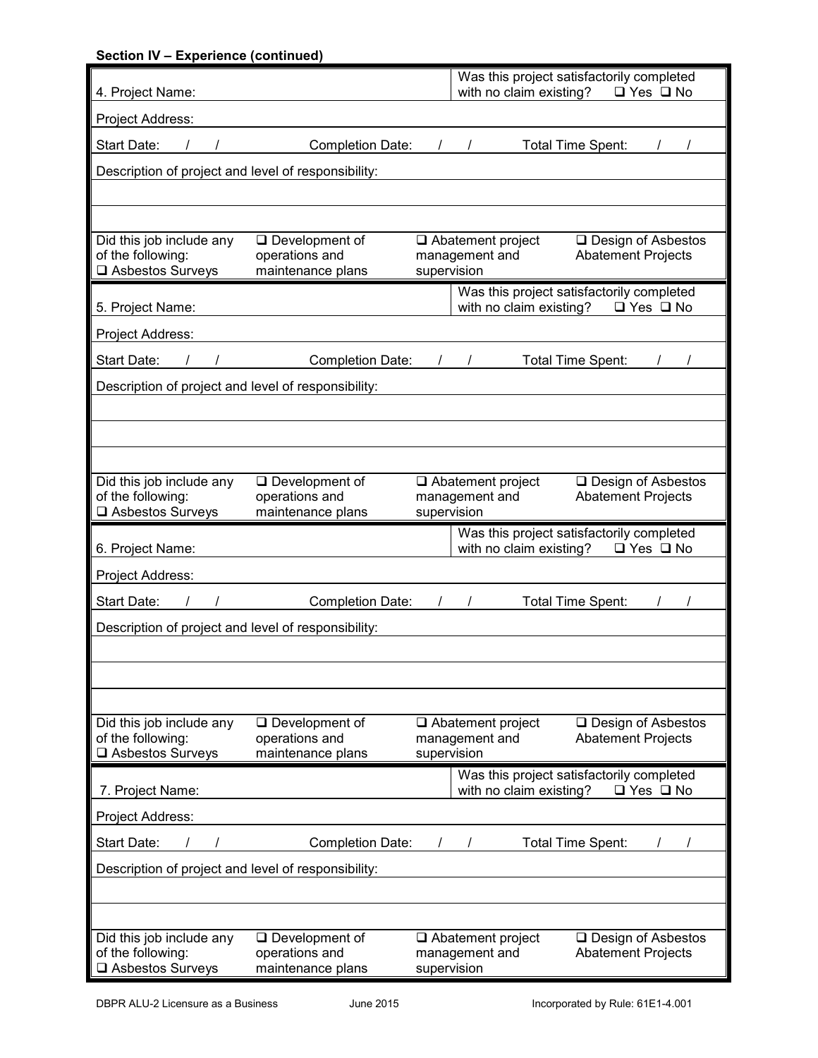**Section IV – Experience (continued)**

| 4. Project Name: | Was this project satisfactorily completed with no claim existing? ❑ Yes ❑ No |
|---|---|
| Project Address: | |
| Start Date: / / Completion Date: / / Total Time Spent: / / | |
| Description of project and level of responsibility: | |
| | |
| | |
| Did this job include any of the following: ❑ Asbestos Surveys ❑ Development of operations and maintenance plans ❑ Abatement project management and supervision ❑ Design of Asbestos Abatement Projects | |

| 5. Project Name: | Was this project satisfactorily completed with no claim existing? ❑ Yes ❑ No |
|---|---|
| Project Address: | |
| Start Date: / / Completion Date: / / Total Time Spent: / / | |
| Description of project and level of responsibility: | |
| | |
| | |
| | |
| Did this job include any of the following: ❑ Asbestos Surveys ❑ Development of operations and maintenance plans ❑ Abatement project management and supervision ❑ Design of Asbestos Abatement Projects | |

| 6. Project Name: | Was this project satisfactorily completed with no claim existing? ❑ Yes ❑ No |
|---|---|
| Project Address: | |
| Start Date: / / Completion Date: / / Total Time Spent: / / | |
| Description of project and level of responsibility: | |
| | |
| | |
| | |
| Did this job include any of the following: ❑ Asbestos Surveys ❑ Development of operations and maintenance plans ❑ Abatement project management and supervision ❑ Design of Asbestos Abatement Projects | |

| 7. Project Name: | Was this project satisfactorily completed with no claim existing? ❑ Yes ❑ No |
|---|---|
| Project Address: | |
| Start Date: / / Completion Date: / / Total Time Spent: / / | |
| Description of project and level of responsibility: | |
| | |
| | |
| Did this job include any of the following: ❑ Asbestos Surveys ❑ Development of operations and maintenance plans ❑ Abatement project management and supervision ❑ Design of Asbestos Abatement Projects | |

DBPR ALU-2 Licensure as a Business June 2015 Incorporated by Rule: 61E1-4.001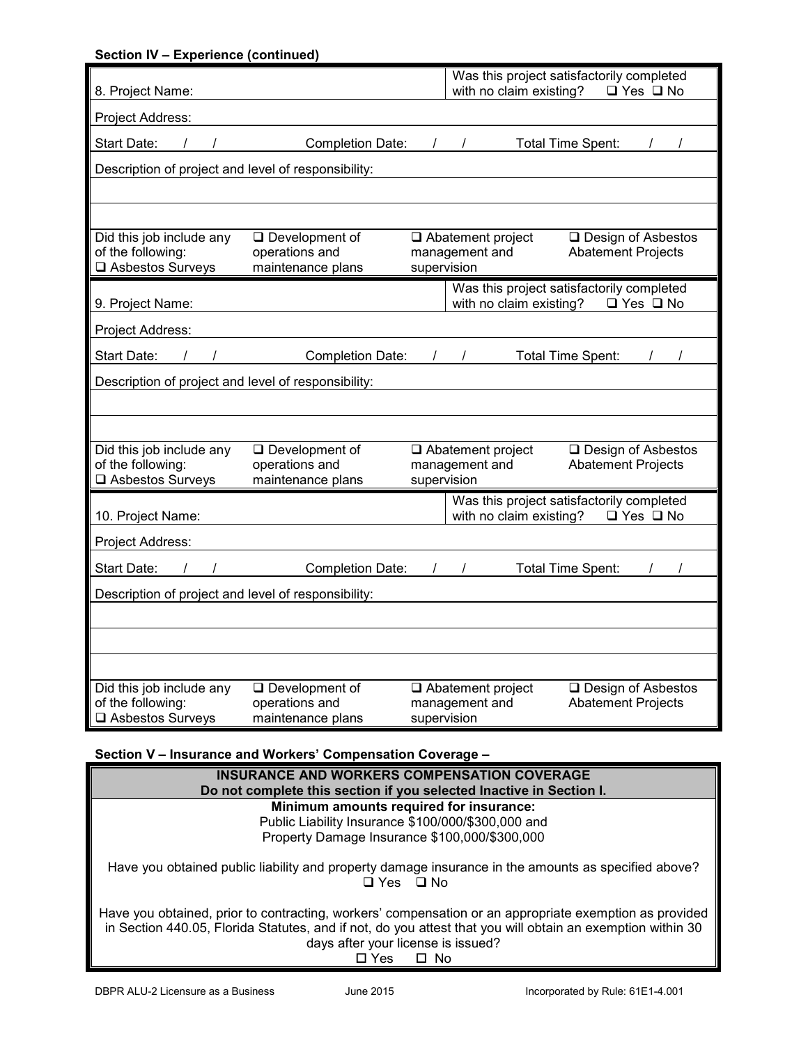**Section IV – Experience (continued)**

| 8. Project Name: | Was this project satisfactorily completed with no claim existing? ❑ Yes ❑ No |
|---|---|

Project Address:

Start Date: / / Completion Date: / / Total Time Spent: / /

Description of project and level of responsibility:

| Did this job include any of the following: ❑ Asbestos Surveys | ❑ Development of operations and maintenance plans | ❑ Abatement project management and supervision | ❑ Design of Asbestos Abatement Projects |
|---|---|---|---|

| 9. Project Name: | Was this project satisfactorily completed with no claim existing? ❑ Yes ❑ No |
|---|---|

Project Address:

Start Date: / / Completion Date: / / Total Time Spent: / /

Description of project and level of responsibility:

| Did this job include any of the following: ❑ Asbestos Surveys | ❑ Development of operations and maintenance plans | ❑ Abatement project management and supervision | ❑ Design of Asbestos Abatement Projects |
|---|---|---|---|

| 10. Project Name: | Was this project satisfactorily completed with no claim existing? ❑ Yes ❑ No |
|---|---|

Project Address:

Start Date: / / Completion Date: / / Total Time Spent: / /

Description of project and level of responsibility:

| Did this job include any of the following: ❑ Asbestos Surveys | ❑ Development of operations and maintenance plans | ❑ Abatement project management and supervision | ❑ Design of Asbestos Abatement Projects |
|---|---|---|---|

**Section V – Insurance and Workers' Compensation Coverage –**

**INSURANCE AND WORKERS COMPENSATION COVERAGE**
**Do not complete this section if you selected Inactive in Section I.**

**Minimum amounts required for insurance:**
Public Liability Insurance $100/000/$300,000 and
Property Damage Insurance $100,000/$300,000

Have you obtained public liability and property damage insurance in the amounts as specified above?
❑ Yes ❑ No

Have you obtained, prior to contracting, workers' compensation or an appropriate exemption as provided in Section 440.05, Florida Statutes, and if not, do you attest that you will obtain an exemption within 30 days after your license is issued?
☐ Yes ☐ No

DBPR ALU-2 Licensure as a Business June 2015 Incorporated by Rule: 61E1-4.001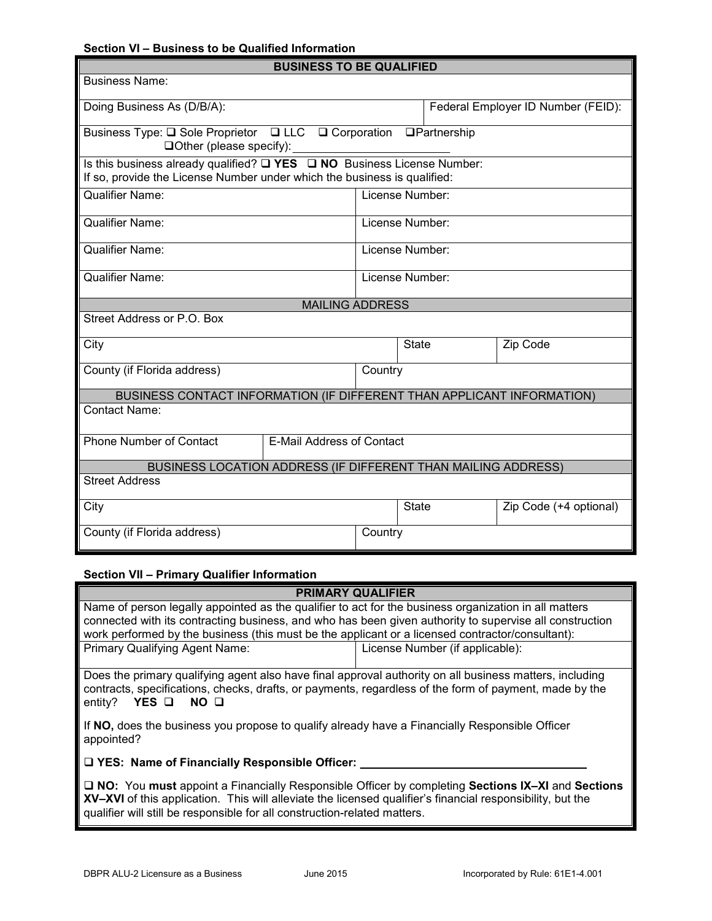### Section VI – Business to be Qualified Information

| BUSINESS TO BE QUALIFIED | | | |
|---|---|---|---|
| Business Name: | | | |
| Doing Business As (D/B/A): | | Federal Employer ID Number (FEID): | |
| Business Type: ❑ Sole Proprietor ❑ LLC ❑ Corporation ❑ Partnership ❑ Other (please specify): ______________________ | | | |
| Is this business already qualified? ❑ **YES** ❑ **NO** Business License Number: If so, provide the License Number under which the business is qualified: | | | |
| Qualifier Name: | License Number: | | |
| Qualifier Name: | License Number: | | |
| Qualifier Name: | License Number: | | |
| Qualifier Name: | License Number: | | |
| MAILING ADDRESS | | | |
| Street Address or P.O. Box | | | |
| City | | State | Zip Code |
| County (if Florida address) | Country | | |
| BUSINESS CONTACT INFORMATION (IF DIFFERENT THAN APPLICANT INFORMATION) | | | |
| Contact Name: | | | |
| Phone Number of Contact | E-Mail Address of Contact | | |
| BUSINESS LOCATION ADDRESS (IF DIFFERENT THAN MAILING ADDRESS) | | | |
| Street Address | | | |
| City | | State | Zip Code (+4 optional) |
| County (if Florida address) | Country | | |

### Section VII – Primary Qualifier Information

| PRIMARY QUALIFIER | |
|---|---|
| Name of person legally appointed as the qualifier to act for the business organization in all matters connected with its contracting business, and who has been given authority to supervise all construction work performed by the business (this must be the applicant or a licensed contractor/consultant): | |
| Primary Qualifying Agent Name: | License Number (if applicable): |

Does the primary qualifying agent also have final approval authority on all business matters, including contracts, specifications, checks, drafts, or payments, regardless of the form of payment, made by the entity? **YES** ❑ **NO** ❑

If **NO,** does the business you propose to qualify already have a Financially Responsible Officer appointed?

❑ **YES: Name of Financially Responsible Officer:** ______________________________

❑ **NO:** You **must** appoint a Financially Responsible Officer by completing **Sections IX–XI** and **Sections XV–XVI** of this application. This will alleviate the licensed qualifier's financial responsibility, but the qualifier will still be responsible for all construction-related matters.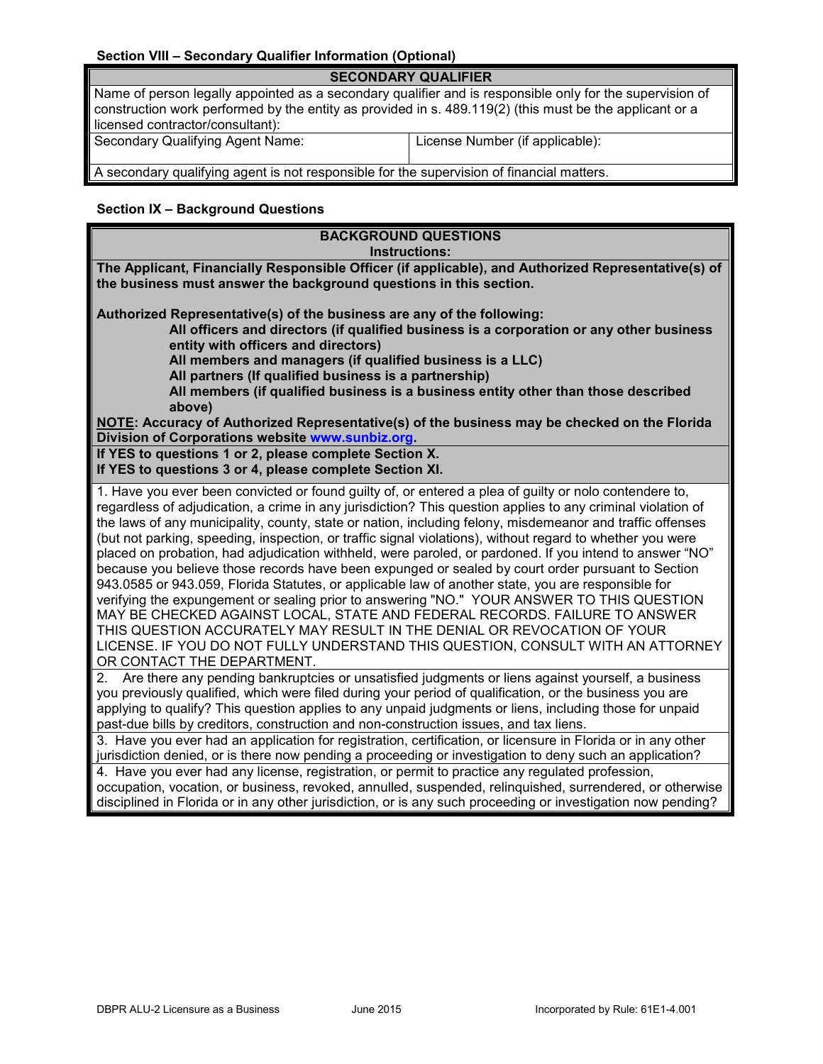### Section VIII – Secondary Qualifier Information (Optional)

| SECONDARY QUALIFIER | |
|---|---|
| Name of person legally appointed as a secondary qualifier and is responsible only for the supervision of construction work performed by the entity as provided in s. 489.119(2) (this must be the applicant or a licensed contractor/consultant): | |
| Secondary Qualifying Agent Name: | License Number (if applicable): |
| A secondary qualifying agent is not responsible for the supervision of financial matters. | |

### Section IX – Background Questions

**BACKGROUND QUESTIONS**

**Instructions:**

**The Applicant, Financially Responsible Officer (if applicable), and Authorized Representative(s) of the business must answer the background questions in this section.**

**Authorized Representative(s) of the business are any of the following:**

- **All officers and directors (if qualified business is a corporation or any other business entity with officers and directors)**
- **All members and managers (if qualified business is a LLC)**
- **All partners (If qualified business is a partnership)**
- **All members (if qualified business is a business entity other than those described above)**

**NOTE: Accuracy of Authorized Representative(s) of the business may be checked on the Florida Division of Corporations website www.sunbiz.org.**

**If YES to questions 1 or 2, please complete Section X.**
**If YES to questions 3 or 4, please complete Section XI.**

1. Have you ever been convicted or found guilty of, or entered a plea of guilty or nolo contendere to, regardless of adjudication, a crime in any jurisdiction? This question applies to any criminal violation of the laws of any municipality, county, state or nation, including felony, misdemeanor and traffic offenses (but not parking, speeding, inspection, or traffic signal violations), without regard to whether you were placed on probation, had adjudication withheld, were paroled, or pardoned. If you intend to answer "NO" because you believe those records have been expunged or sealed by court order pursuant to Section 943.0585 or 943.059, Florida Statutes, or applicable law of another state, you are responsible for verifying the expungement or sealing prior to answering "NO." YOUR ANSWER TO THIS QUESTION MAY BE CHECKED AGAINST LOCAL, STATE AND FEDERAL RECORDS. FAILURE TO ANSWER THIS QUESTION ACCURATELY MAY RESULT IN THE DENIAL OR REVOCATION OF YOUR LICENSE. IF YOU DO NOT FULLY UNDERSTAND THIS QUESTION, CONSULT WITH AN ATTORNEY OR CONTACT THE DEPARTMENT.

2. Are there any pending bankruptcies or unsatisfied judgments or liens against yourself, a business you previously qualified, which were filed during your period of qualification, or the business you are applying to qualify? This question applies to any unpaid judgments or liens, including those for unpaid past-due bills by creditors, construction and non-construction issues, and tax liens.

3. Have you ever had an application for registration, certification, or licensure in Florida or in any other jurisdiction denied, or is there now pending a proceeding or investigation to deny such an application?

4. Have you ever had any license, registration, or permit to practice any regulated profession, occupation, vocation, or business, revoked, annulled, suspended, relinquished, surrendered, or otherwise disciplined in Florida or in any other jurisdiction, or is any such proceeding or investigation now pending?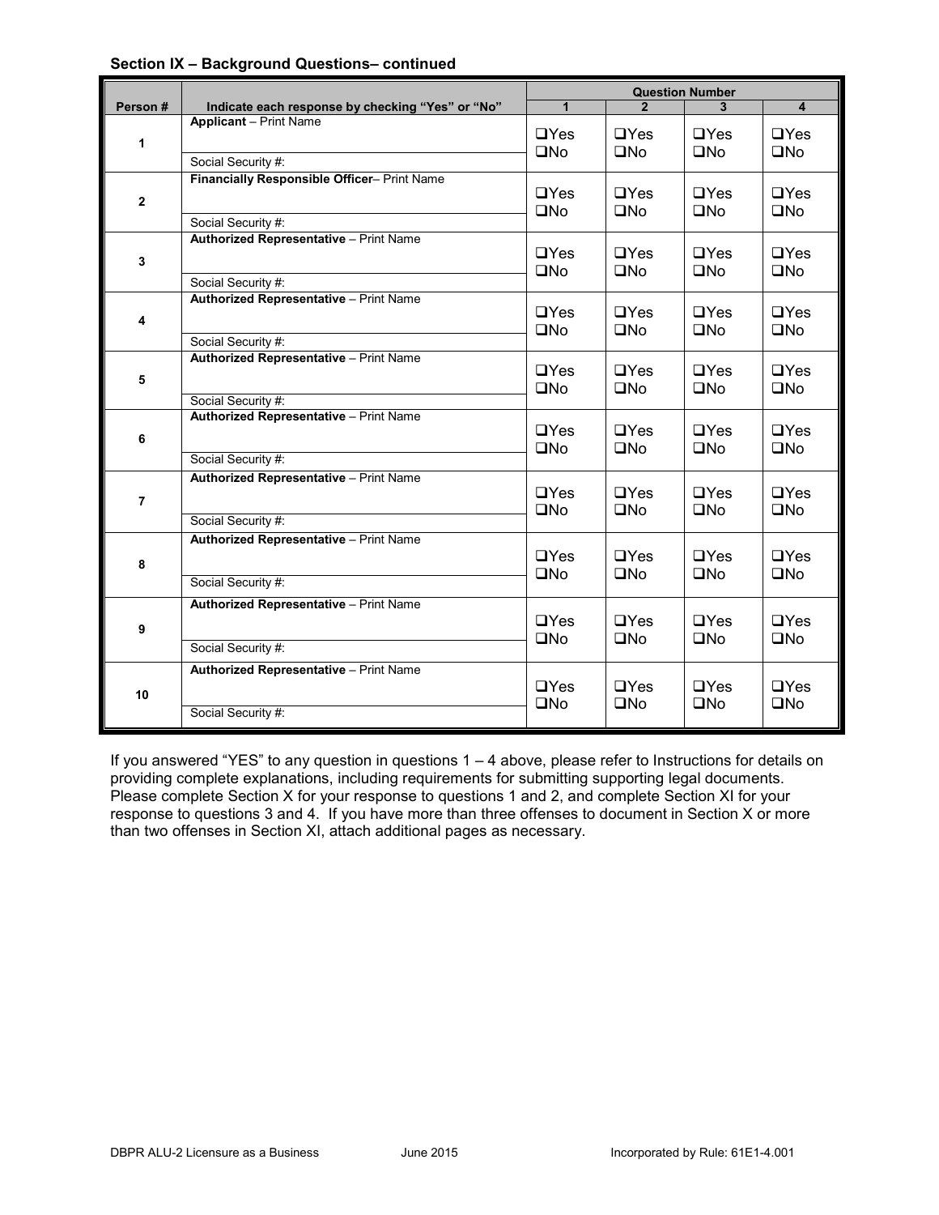**Section IX – Background Questions– continued**

| Person # | Indicate each response by checking “Yes” or “No” | Question Number | | | |
|---|---|---|---|---|---|
| | | 1 | 2 | 3 | 4 |
| 1 | **Applicant** – Print Name<br><br>Social Security #: | ❑Yes ❑No | ❑Yes ❑No | ❑Yes ❑No | ❑Yes ❑No |
| 2 | **Financially Responsible Officer**– Print Name<br><br>Social Security #: | ❑Yes ❑No | ❑Yes ❑No | ❑Yes ❑No | ❑Yes ❑No |
| 3 | **Authorized Representative** – Print Name<br><br>Social Security #: | ❑Yes ❑No | ❑Yes ❑No | ❑Yes ❑No | ❑Yes ❑No |
| 4 | **Authorized Representative** – Print Name<br><br>Social Security #: | ❑Yes ❑No | ❑Yes ❑No | ❑Yes ❑No | ❑Yes ❑No |
| 5 | **Authorized Representative** – Print Name<br><br>Social Security #: | ❑Yes ❑No | ❑Yes ❑No | ❑Yes ❑No | ❑Yes ❑No |
| 6 | **Authorized Representative** – Print Name<br><br>Social Security #: | ❑Yes ❑No | ❑Yes ❑No | ❑Yes ❑No | ❑Yes ❑No |
| 7 | **Authorized Representative** – Print Name<br><br>Social Security #: | ❑Yes ❑No | ❑Yes ❑No | ❑Yes ❑No | ❑Yes ❑No |
| 8 | **Authorized Representative** – Print Name<br><br>Social Security #: | ❑Yes ❑No | ❑Yes ❑No | ❑Yes ❑No | ❑Yes ❑No |
| 9 | **Authorized Representative** – Print Name<br><br>Social Security #: | ❑Yes ❑No | ❑Yes ❑No | ❑Yes ❑No | ❑Yes ❑No |
| 10 | **Authorized Representative** – Print Name<br><br>Social Security #: | ❑Yes ❑No | ❑Yes ❑No | ❑Yes ❑No | ❑Yes ❑No |

If you answered “YES” to any question in questions 1 – 4 above, please refer to Instructions for details on providing complete explanations, including requirements for submitting supporting legal documents. Please complete Section X for your response to questions 1 and 2, and complete Section XI for your response to questions 3 and 4. If you have more than three offenses to document in Section X or more than two offenses in Section XI, attach additional pages as necessary.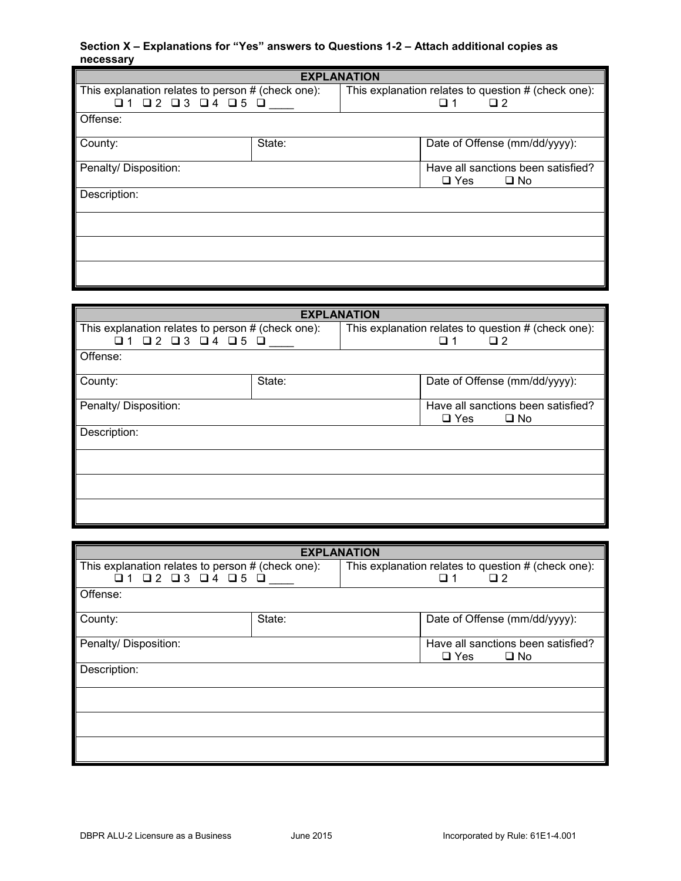**Section X – Explanations for "Yes" answers to Questions 1-2 – Attach additional copies as necessary**

| EXPLANATION | | |
|---|---|---|
| This explanation relates to person # (check one): ❑ 1 ❑ 2 ❑ 3 ❑ 4 ❑ 5 ❑ ____ | This explanation relates to question # (check one): ❑ 1 ❑ 2 | |
| Offense: | | |
| County: | State: | Date of Offense (mm/dd/yyyy): |
| Penalty/ Disposition: | | Have all sanctions been satisfied? ❑ Yes ❑ No |
| Description: | | |
| | | |
| | | |
| | | |

| EXPLANATION | | |
|---|---|---|
| This explanation relates to person # (check one): ❑ 1 ❑ 2 ❑ 3 ❑ 4 ❑ 5 ❑ ____ | This explanation relates to question # (check one): ❑ 1 ❑ 2 | |
| Offense: | | |
| County: | State: | Date of Offense (mm/dd/yyyy): |
| Penalty/ Disposition: | | Have all sanctions been satisfied? ❑ Yes ❑ No |
| Description: | | |
| | | |
| | | |
| | | |

| EXPLANATION | | |
|---|---|---|
| This explanation relates to person # (check one): ❑ 1 ❑ 2 ❑ 3 ❑ 4 ❑ 5 ❑ ____ | This explanation relates to question # (check one): ❑ 1 ❑ 2 | |
| Offense: | | |
| County: | State: | Date of Offense (mm/dd/yyyy): |
| Penalty/ Disposition: | | Have all sanctions been satisfied? ❑ Yes ❑ No |
| Description: | | |
| | | |
| | | |
| | | |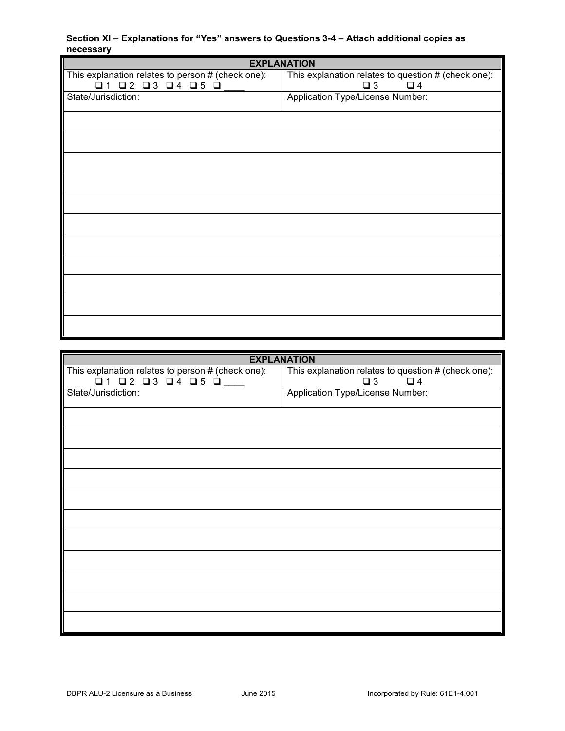**Section XI – Explanations for "Yes" answers to Questions 3-4 – Attach additional copies as necessary**

| EXPLANATION | |
|---|---|
| This explanation relates to person # (check one): ❑ 1 ❑ 2 ❑ 3 ❑ 4 ❑ 5 ❑ ____ | This explanation relates to question # (check one): ❑ 3 ❑ 4 |
| State/Jurisdiction: | Application Type/License Number: |
| | |
| | |
| | |
| | |
| | |
| | |
| | |
| | |
| | |
| | |
| | |

| EXPLANATION | |
|---|---|
| This explanation relates to person # (check one): ❑ 1 ❑ 2 ❑ 3 ❑ 4 ❑ 5 ❑ ____ | This explanation relates to question # (check one): ❑ 3 ❑ 4 |
| State/Jurisdiction: | Application Type/License Number: |
| | |
| | |
| | |
| | |
| | |
| | |
| | |
| | |
| | |
| | |
| | |

DBPR ALU-2 Licensure as a Business June 2015 Incorporated by Rule: 61E1-4.001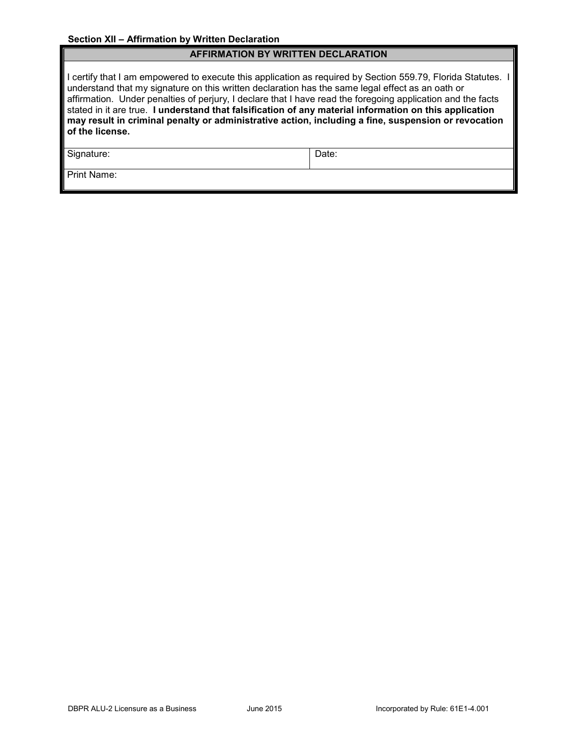**Section XII – Affirmation by Written Declaration**

| AFFIRMATION BY WRITTEN DECLARATION | |
|---|---|
| I certify that I am empowered to execute this application as required by Section 559.79, Florida Statutes. I understand that my signature on this written declaration has the same legal effect as an oath or affirmation. Under penalties of perjury, I declare that I have read the foregoing application and the facts stated in it are true. **I understand that falsification of any material information on this application may result in criminal penalty or administrative action, including a fine, suspension or revocation of the license.** | |
| Signature: | Date: |
| Print Name: | |

DBPR ALU-2 Licensure as a Business June 2015 Incorporated by Rule: 61E1-4.001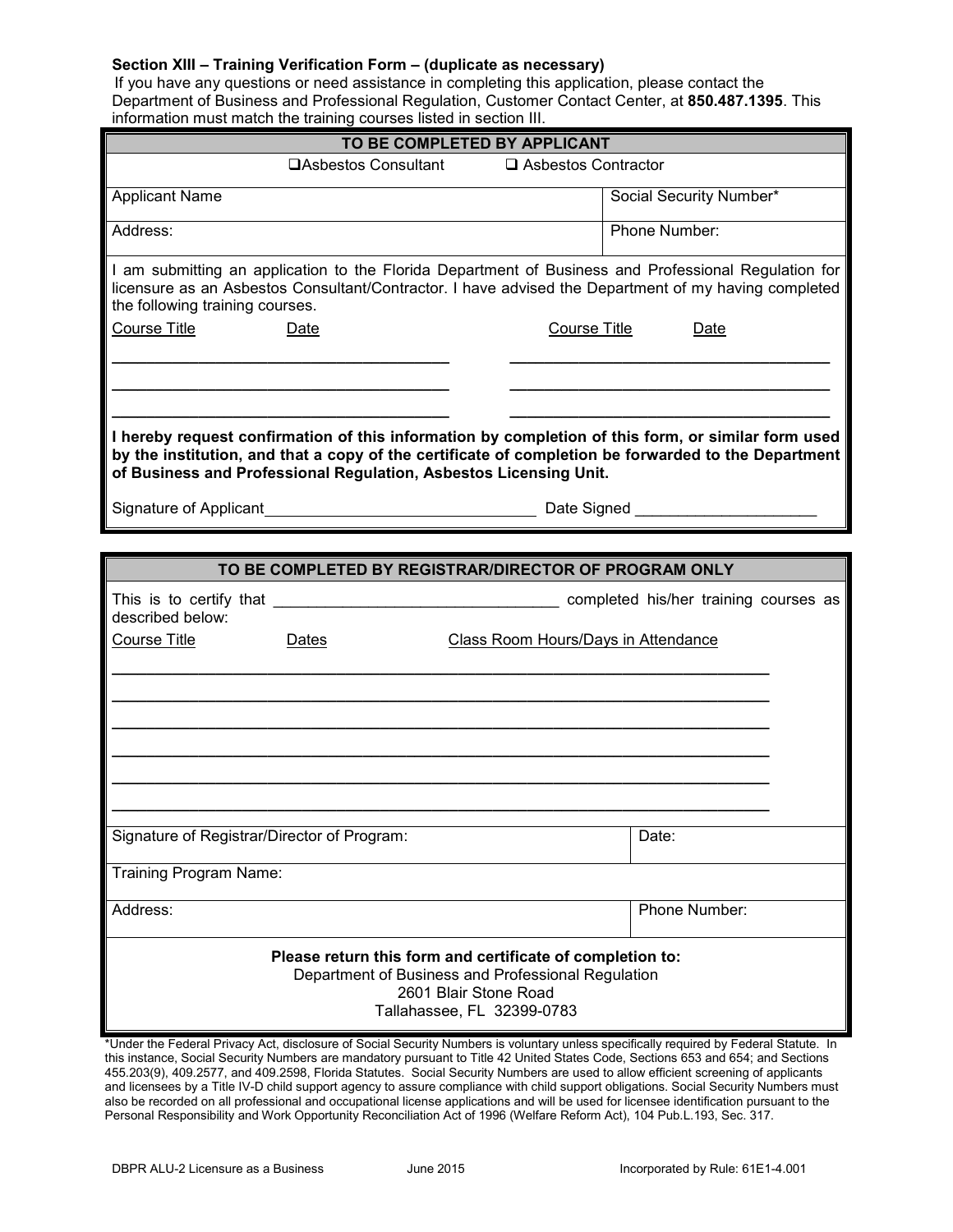**Section XIII – Training Verification Form – (duplicate as necessary)**

If you have any questions or need assistance in completing this application, please contact the Department of Business and Professional Regulation, Customer Contact Center, at **850.487.1395**. This information must match the training courses listed in section III.

| **TO BE COMPLETED BY APPLICANT** | |
|---|---|
| ❑ Asbestos Consultant ❑ Asbestos Contractor | |
| Applicant Name | Social Security Number* |
| Address: | Phone Number: |

I am submitting an application to the Florida Department of Business and Professional Regulation for licensure as an Asbestos Consultant/Contractor. I have advised the Department of my having completed the following training courses.

| Course Title | Date | Course Title | Date |
|---|---|---|---|
| | | | |
| | | | |
| | | | |

**I hereby request confirmation of this information by completion of this form, or similar form used by the institution, and that a copy of the certificate of completion be forwarded to the Department of Business and Professional Regulation, Asbestos Licensing Unit.**

Signature of Applicant________________________________ Date Signed _____________________

| **TO BE COMPLETED BY REGISTRAR/DIRECTOR OF PROGRAM ONLY** |
|---|

This is to certify that _________________________________ completed his/her training courses as described below:

| Course Title | Dates | Class Room Hours/Days in Attendance |
|---|---|---|
| | | |
| | | |
| | | |
| | | |
| | | |
| | | |

| Signature of Registrar/Director of Program: | Date: |
|---|---|
| Training Program Name: | |
| Address: | Phone Number: |

**Please return this form and certificate of completion to:**
Department of Business and Professional Regulation
2601 Blair Stone Road
Tallahassee, FL 32399-0783

*Under the Federal Privacy Act, disclosure of Social Security Numbers is voluntary unless specifically required by Federal Statute. In this instance, Social Security Numbers are mandatory pursuant to Title 42 United States Code, Sections 653 and 654; and Sections 455.203(9), 409.2577, and 409.2598, Florida Statutes. Social Security Numbers are used to allow efficient screening of applicants and licensees by a Title IV-D child support agency to assure compliance with child support obligations. Social Security Numbers must also be recorded on all professional and occupational license applications and will be used for licensee identification pursuant to the Personal Responsibility and Work Opportunity Reconciliation Act of 1996 (Welfare Reform Act), 104 Pub.L.193, Sec. 317.

DBPR ALU-2 Licensure as a Business June 2015 Incorporated by Rule: 61E1-4.001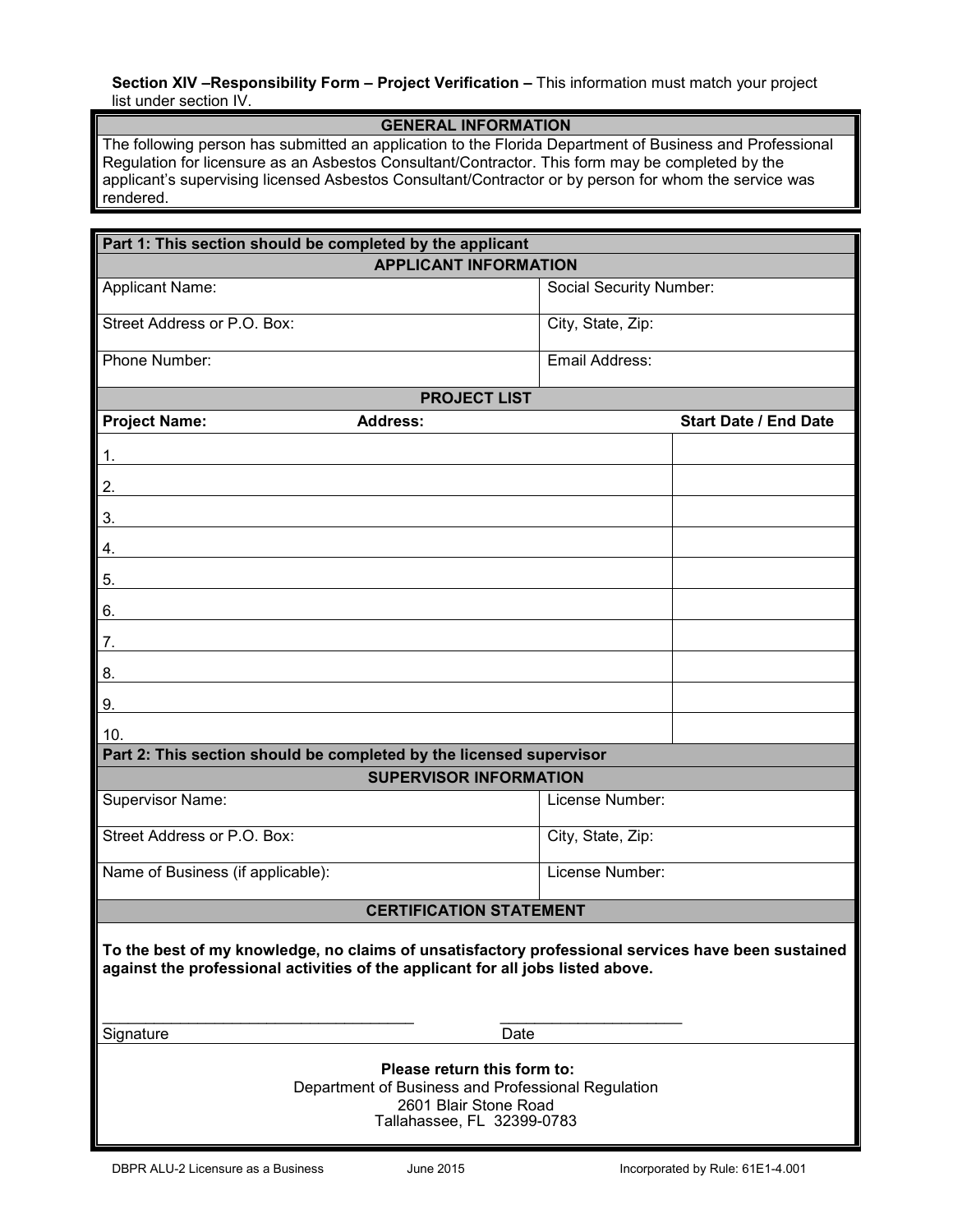**Section XIV –Responsibility Form – Project Verification –** This information must match your project list under section IV.

| GENERAL INFORMATION |
|---|
| The following person has submitted an application to the Florida Department of Business and Professional Regulation for licensure as an Asbestos Consultant/Contractor. This form may be completed by the applicant's supervising licensed Asbestos Consultant/Contractor or by person for whom the service was rendered. |

**Part 1: This section should be completed by the applicant**

| APPLICANT INFORMATION | |
|---|---|
| Applicant Name: | Social Security Number: |
| Street Address or P.O. Box: | City, State, Zip: |
| Phone Number: | Email Address: |

**PROJECT LIST**

| Project Name: | Address: | Start Date / End Date |
|---|---|---|
| 1. | | |
| 2. | | |
| 3. | | |
| 4. | | |
| 5. | | |
| 6. | | |
| 7. | | |
| 8. | | |
| 9. | | |
| 10. | | |

**Part 2: This section should be completed by the licensed supervisor**

| SUPERVISOR INFORMATION | |
|---|---|
| Supervisor Name: | License Number: |
| Street Address or P.O. Box: | City, State, Zip: |
| Name of Business (if applicable): | License Number: |

**CERTIFICATION STATEMENT**

**To the best of my knowledge, no claims of unsatisfactory professional services have been sustained against the professional activities of the applicant for all jobs listed above.**

____________________________________ ______________________

Signature Date

**Please return this form to:**
Department of Business and Professional Regulation
2601 Blair Stone Road
Tallahassee, FL 32399-0783

DBPR ALU-2 Licensure as a Business June 2015 Incorporated by Rule: 61E1-4.001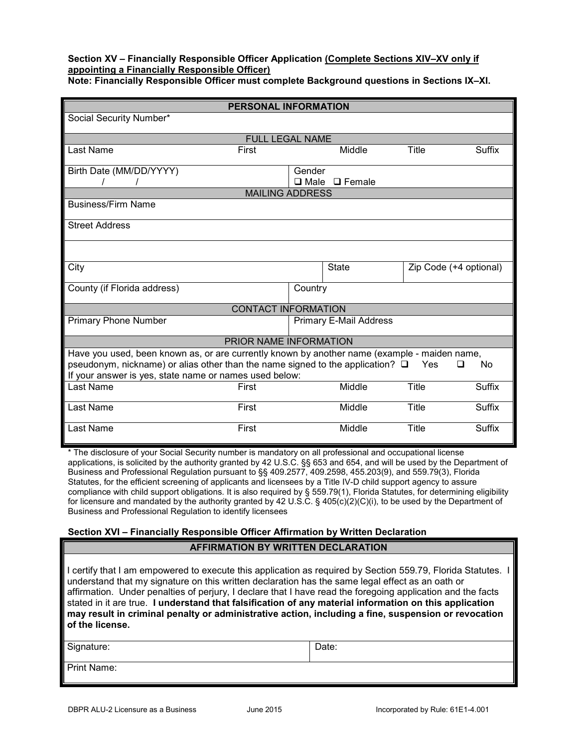**Section XV – Financially Responsible Officer Application (Complete Sections XIV–XV only if appointing a Financially Responsible Officer)**

**Note: Financially Responsible Officer must complete Background questions in Sections IX–XI.**

| **PERSONAL INFORMATION** | | | | |
|---|---|---|---|---|
| Social Security Number* | | | | |
| FULL LEGAL NAME | | | | |
| Last Name | First | Middle | Title | Suffix |
| Birth Date (MM/DD/YYYY) / / | | Gender ❑ Male ❑ Female | | |
| MAILING ADDRESS | | | | |
| Business/Firm Name | | | | |
| Street Address | | | | |
| | | | | |
| City | | State | Zip Code (+4 optional) | |
| County (if Florida address) | | Country | | |
| CONTACT INFORMATION | | | | |
| Primary Phone Number | | Primary E-Mail Address | | |
| PRIOR NAME INFORMATION | | | | |
| Have you used, been known as, or are currently known by another name (example - maiden name, pseudonym, nickname) or alias other than the name signed to the application? ❑ Yes ❑ No<br>If your answer is yes, state name or names used below: | | | | |
| Last Name | First | Middle | Title | Suffix |
| Last Name | First | Middle | Title | Suffix |
| Last Name | First | Middle | Title | Suffix |

* The disclosure of your Social Security number is mandatory on all professional and occupational license applications, is solicited by the authority granted by 42 U.S.C. §§ 653 and 654, and will be used by the Department of Business and Professional Regulation pursuant to §§ 409.2577, 409.2598, 455.203(9), and 559.79(3), Florida Statutes, for the efficient screening of applicants and licensees by a Title IV-D child support agency to assure compliance with child support obligations. It is also required by § 559.79(1), Florida Statutes, for determining eligibility for licensure and mandated by the authority granted by 42 U.S.C. § 405(c)(2)(C)(i), to be used by the Department of Business and Professional Regulation to identify licensees

**Section XVI – Financially Responsible Officer Affirmation by Written Declaration**

| **AFFIRMATION BY WRITTEN DECLARATION** | |
|---|---|
| I certify that I am empowered to execute this application as required by Section 559.79, Florida Statutes. I understand that my signature on this written declaration has the same legal effect as an oath or affirmation. Under penalties of perjury, I declare that I have read the foregoing application and the facts stated in it are true. **I understand that falsification of any material information on this application may result in criminal penalty or administrative action, including a fine, suspension or revocation of the license.** | |
| Signature: | Date: |
| Print Name: | |

DBPR ALU-2 Licensure as a Business June 2015 Incorporated by Rule: 61E1-4.001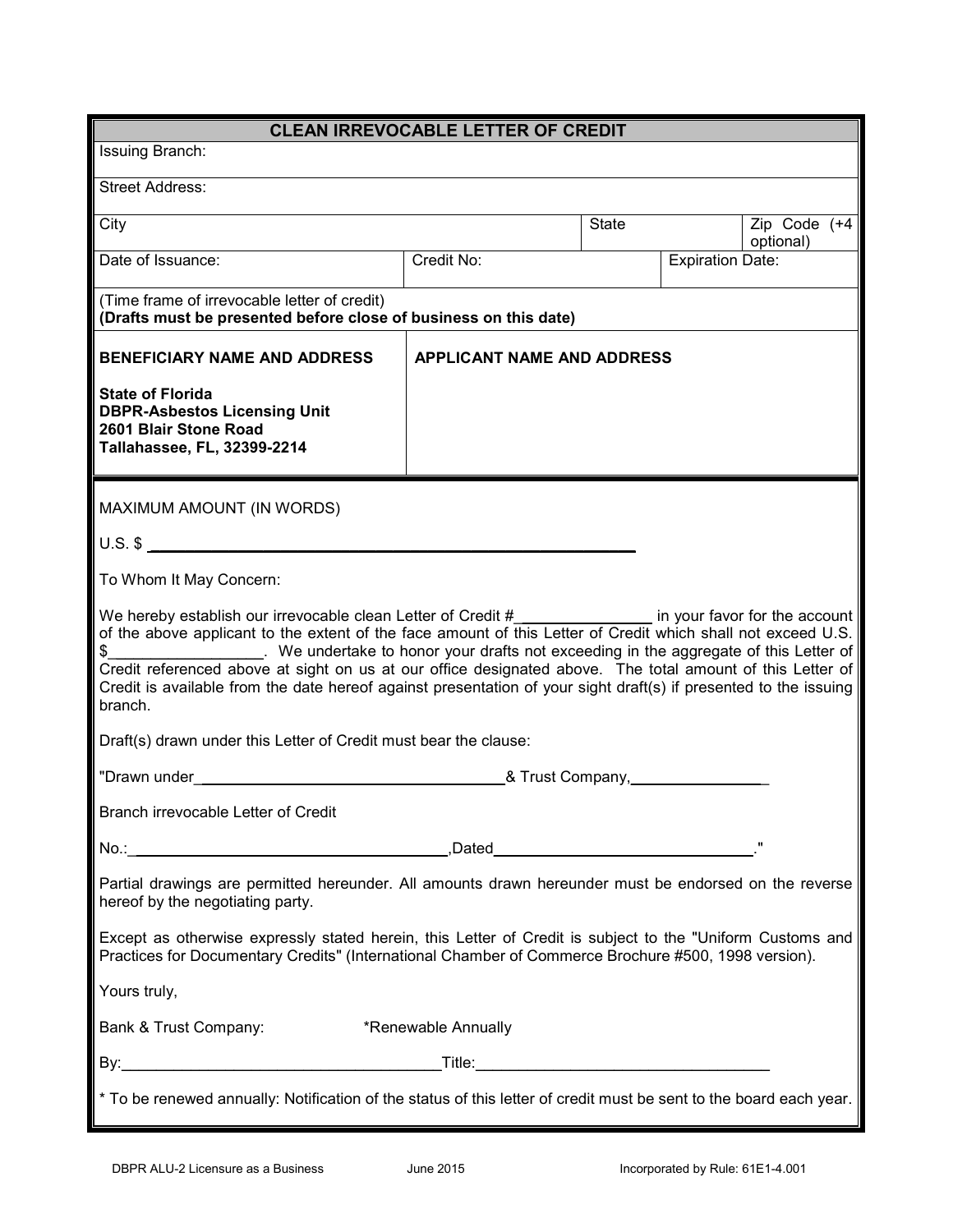| CLEAN IRREVOCABLE LETTER OF CREDIT | | | | |
|---|---|---|---|---|
| Issuing Branch: | | | | |
| Street Address: | | | | |
| City | | State | | Zip Code (+4 optional) |
| Date of Issuance: | Credit No: | | Expiration Date: | |
| (Time frame of irrevocable letter of credit) **(Drafts must be presented before close of business on this date)** | | | | |
| **BENEFICIARY NAME AND ADDRESS** <br> **State of Florida** <br> **DBPR-Asbestos Licensing Unit** <br> **2601 Blair Stone Road** <br> **Tallahassee, FL, 32399-2214** | **APPLICANT NAME AND ADDRESS** | | | |

MAXIMUM AMOUNT (IN WORDS)

U.S. $ ____________________________________________

To Whom It May Concern:

We hereby establish our irrevocable clean Letter of Credit #_______________ in your favor for the account of the above applicant to the extent of the face amount of this Letter of Credit which shall not exceed U.S. $_________________. We undertake to honor your drafts not exceeding in the aggregate of this Letter of Credit referenced above at sight on us at our office designated above. The total amount of this Letter of Credit is available from the date hereof against presentation of your sight draft(s) if presented to the issuing branch.

Draft(s) drawn under this Letter of Credit must bear the clause:

"Drawn under___________________________________& Trust Company,________________

Branch irrevocable Letter of Credit

No.:_____________________________________,Dated______________________________."

Partial drawings are permitted hereunder. All amounts drawn hereunder must be endorsed on the reverse hereof by the negotiating party.

Except as otherwise expressly stated herein, this Letter of Credit is subject to the "Uniform Customs and Practices for Documentary Credits" (International Chamber of Commerce Brochure #500, 1998 version).

Yours truly,

Bank & Trust Company: *Renewable Annually

By:____________________________________Title:_________________________________

* To be renewed annually: Notification of the status of this letter of credit must be sent to the board each year.

DBPR ALU-2 Licensure as a Business June 2015 Incorporated by Rule: 61E1-4.001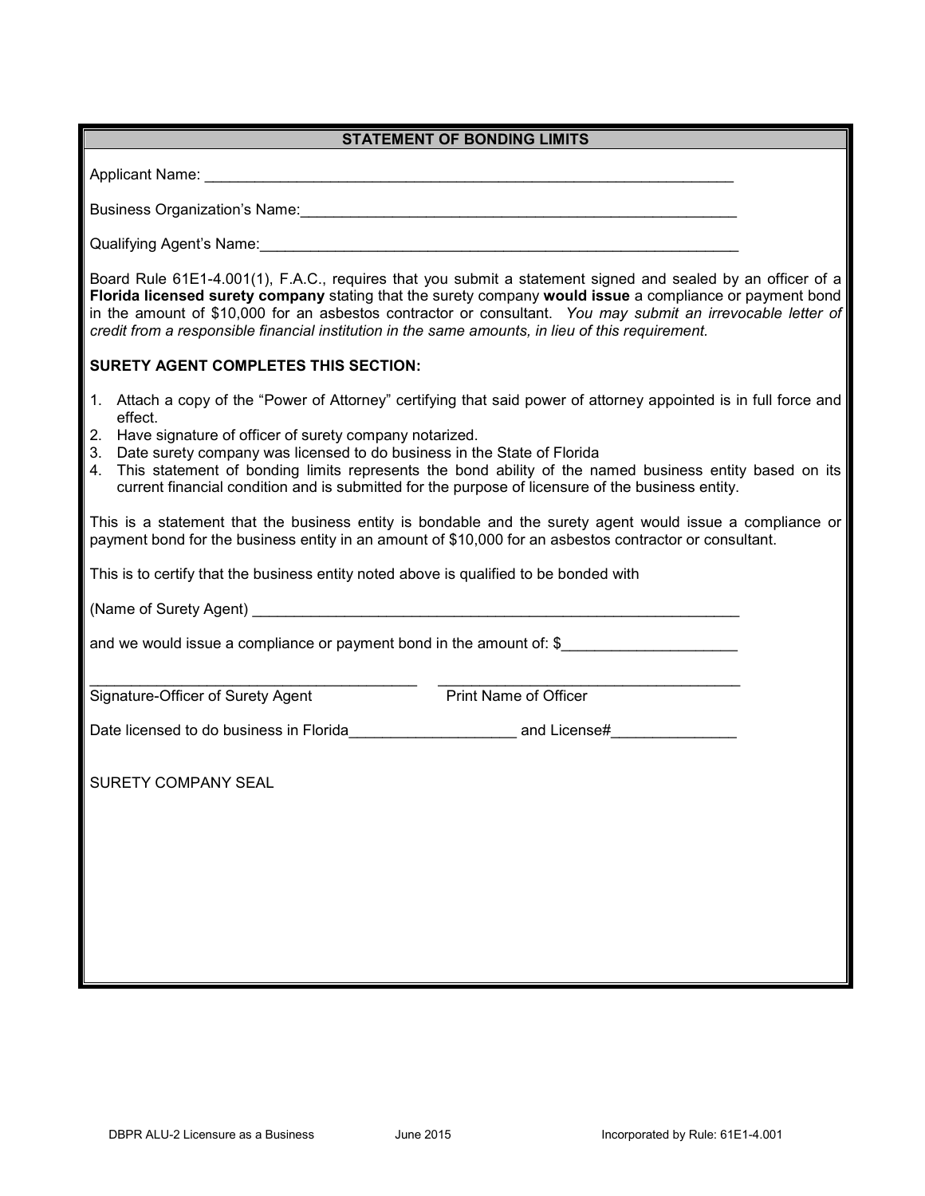## STATEMENT OF BONDING LIMITS

Applicant Name: ___________________________________________________________________

Business Organization's Name:_______________________________________________________

Qualifying Agent's Name:___________________________________________________________

Board Rule 61E1-4.001(1), F.A.C., requires that you submit a statement signed and sealed by an officer of a **Florida licensed surety company** stating that the surety company **would issue** a compliance or payment bond in the amount of $10,000 for an asbestos contractor or consultant. *You may submit an irrevocable letter of credit from a responsible financial institution in the same amounts, in lieu of this requirement.*

**SURETY AGENT COMPLETES THIS SECTION:**

1. Attach a copy of the "Power of Attorney" certifying that said power of attorney appointed is in full force and effect.
2. Have signature of officer of surety company notarized.
3. Date surety company was licensed to do business in the State of Florida
4. This statement of bonding limits represents the bond ability of the named business entity based on its current financial condition and is submitted for the purpose of licensure of the business entity.

This is a statement that the business entity is bondable and the surety agent would issue a compliance or payment bond for the business entity in an amount of $10,000 for an asbestos contractor or consultant.

This is to certify that the business entity noted above is qualified to be bonded with

(Name of Surety Agent) ____________________________________________________________

and we would issue a compliance or payment bond in the amount of: $____________________

_______________________________________ _____________________________________

Signature-Officer of Surety Agent Print Name of Officer

Date licensed to do business in Florida____________________ and License#_______________

SURETY COMPANY SEAL